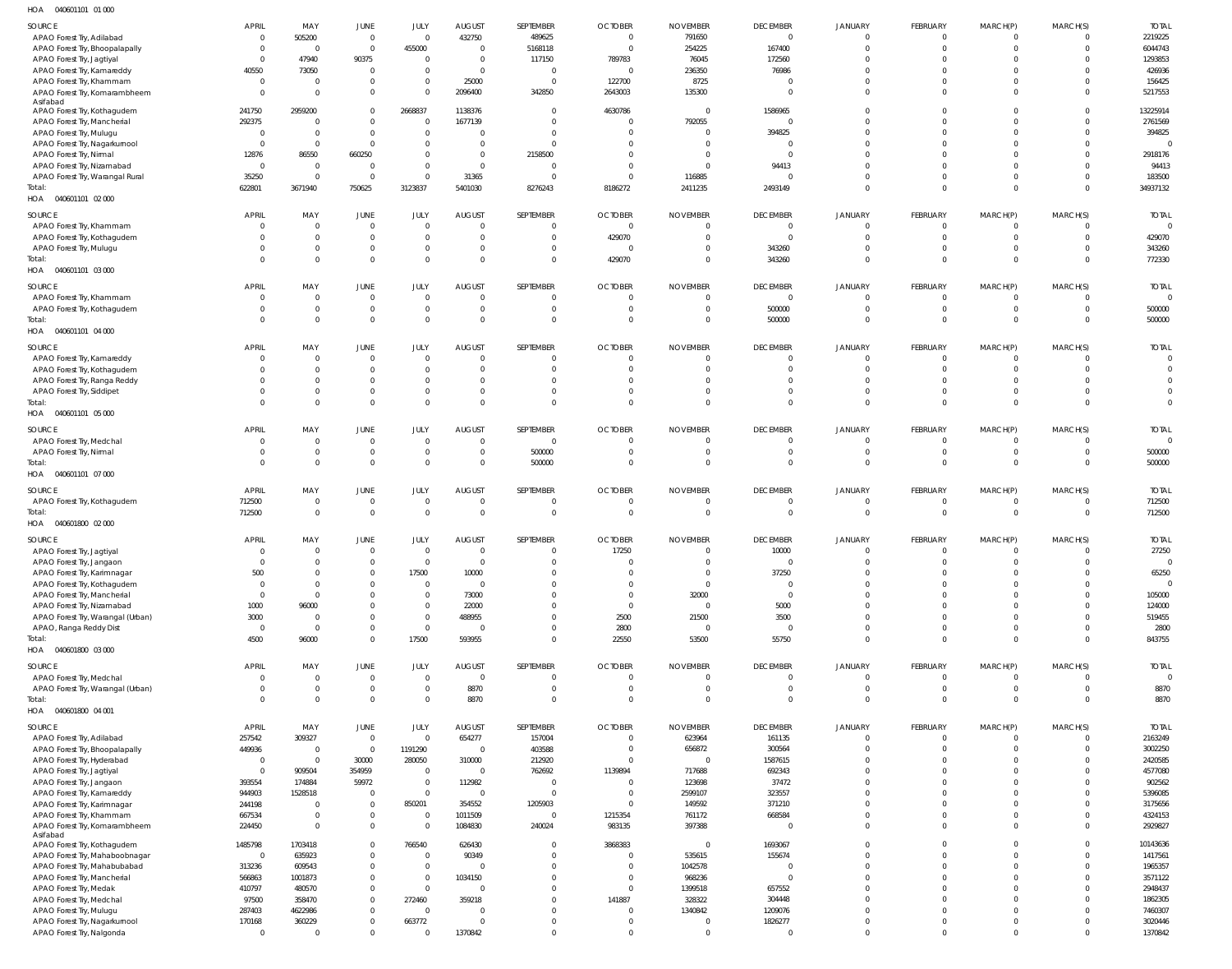HOA 040601101 01 000

| SOURCE | APRIL | MAY | JUNE | JULY | AUGUST | SEPTEMBER | OCTOBER | NOVEMBER | DECEMBER | JANUARY | FEBRUARY | MARCH(P) | MARCH(S) | TOTAL |
|---|---|---|---|---|---|---|---|---|---|---|---|---|---|---|
| APAO Forest Try, Adilabad | 0 | 505200 | 0 | 0 | 432750 | 489625 | 0 | 791650 | 0 | 0 | 0 | 0 | 0 | 2219225 |
| APAO Forest Try, Bhoopalapally | 0 | 0 | 0 | 455000 | 0 | 5168118 | 0 | 254225 | 167400 | 0 | 0 | 0 | 0 | 6044743 |
| APAO Forest Try, Jagtiyal | 0 | 47940 | 90375 | 0 | 0 | 117150 | 789783 | 76045 | 172560 | 0 | 0 | 0 | 0 | 1293853 |
| APAO Forest Try, Kamareddy | 40550 | 73050 | 0 | 0 | 0 | 0 | 0 | 236350 | 76986 | 0 | 0 | 0 | 0 | 426936 |
| APAO Forest Try, Khammam | 0 | 0 | 0 | 0 | 25000 | 0 | 122700 | 8725 | 0 | 0 | 0 | 0 | 0 | 156425 |
| APAO Forest Try, Komarambheem Asifabad | 0 | 0 | 0 | 0 | 2096400 | 342850 | 2643003 | 135300 | 0 | 0 | 0 | 0 | 0 | 5217553 |
| APAO Forest Try, Kothagudem | 241750 | 2959200 | 0 | 2668837 | 1138376 | 0 | 4630786 | 0 | 1586965 | 0 | 0 | 0 | 0 | 13225914 |
| APAO Forest Try, Mancherial | 292375 | 0 | 0 | 0 | 1677139 | 0 | 0 | 792055 | 0 | 0 | 0 | 0 | 0 | 2761569 |
| APAO Forest Try, Mulugu | 0 | 0 | 0 | 0 | 0 | 0 | 0 | 0 | 394825 | 0 | 0 | 0 | 0 | 394825 |
| APAO Forest Try, Nagarkurnool | 0 | 0 | 0 | 0 | 0 | 0 | 0 | 0 | 0 | 0 | 0 | 0 | 0 | 0 |
| APAO Forest Try, Nirmal | 12876 | 86550 | 660250 | 0 | 0 | 2158500 | 0 | 0 | 0 | 0 | 0 | 0 | 0 | 2918176 |
| APAO Forest Try, Nizamabad | 0 | 0 | 0 | 0 | 0 | 0 | 0 | 0 | 94413 | 0 | 0 | 0 | 0 | 94413 |
| APAO Forest Try, Warangal Rural | 35250 | 0 | 0 | 0 | 31365 | 0 | 0 | 116885 | 0 | 0 | 0 | 0 | 0 | 183500 |
| Total: | 622801 | 3671940 | 750625 | 3123837 | 5401030 | 8276243 | 8186272 | 2411235 | 2493149 | 0 | 0 | 0 | 0 | 34937132 |

HOA 040601101 02 000

| SOURCE | APRIL | MAY | JUNE | JULY | AUGUST | SEPTEMBER | OCTOBER | NOVEMBER | DECEMBER | JANUARY | FEBRUARY | MARCH(P) | MARCH(S) | TOTAL |
|---|---|---|---|---|---|---|---|---|---|---|---|---|---|---|
| APAO Forest Try, Khammam | 0 | 0 | 0 | 0 | 0 | 0 | 0 | 0 | 0 | 0 | 0 | 0 | 0 | 0 |
| APAO Forest Try, Kothagudem | 0 | 0 | 0 | 0 | 0 | 0 | 429070 | 0 | 0 | 0 | 0 | 0 | 0 | 429070 |
| APAO Forest Try, Mulugu | 0 | 0 | 0 | 0 | 0 | 0 | 0 | 0 | 343260 | 0 | 0 | 0 | 0 | 343260 |
| Total: | 0 | 0 | 0 | 0 | 0 | 0 | 429070 | 0 | 343260 | 0 | 0 | 0 | 0 | 772330 |

HOA 040601101 03 000

| SOURCE | APRIL | MAY | JUNE | JULY | AUGUST | SEPTEMBER | OCTOBER | NOVEMBER | DECEMBER | JANUARY | FEBRUARY | MARCH(P) | MARCH(S) | TOTAL |
|---|---|---|---|---|---|---|---|---|---|---|---|---|---|---|
| APAO Forest Try, Khammam | 0 | 0 | 0 | 0 | 0 | 0 | 0 | 0 | 0 | 0 | 0 | 0 | 0 | 0 |
| APAO Forest Try, Kothagudem | 0 | 0 | 0 | 0 | 0 | 0 | 0 | 0 | 500000 | 0 | 0 | 0 | 0 | 500000 |
| Total: | 0 | 0 | 0 | 0 | 0 | 0 | 0 | 0 | 500000 | 0 | 0 | 0 | 0 | 500000 |

HOA 040601101 04 000

| SOURCE | APRIL | MAY | JUNE | JULY | AUGUST | SEPTEMBER | OCTOBER | NOVEMBER | DECEMBER | JANUARY | FEBRUARY | MARCH(P) | MARCH(S) | TOTAL |
|---|---|---|---|---|---|---|---|---|---|---|---|---|---|---|
| APAO Forest Try, Kamareddy | 0 | 0 | 0 | 0 | 0 | 0 | 0 | 0 | 0 | 0 | 0 | 0 | 0 | 0 |
| APAO Forest Try, Kothagudem | 0 | 0 | 0 | 0 | 0 | 0 | 0 | 0 | 0 | 0 | 0 | 0 | 0 | 0 |
| APAO Forest Try, Ranga Reddy | 0 | 0 | 0 | 0 | 0 | 0 | 0 | 0 | 0 | 0 | 0 | 0 | 0 | 0 |
| APAO Forest Try, Siddipet | 0 | 0 | 0 | 0 | 0 | 0 | 0 | 0 | 0 | 0 | 0 | 0 | 0 | 0 |
| Total: | 0 | 0 | 0 | 0 | 0 | 0 | 0 | 0 | 0 | 0 | 0 | 0 | 0 | 0 |

HOA 040601101 05 000

| SOURCE | APRIL | MAY | JUNE | JULY | AUGUST | SEPTEMBER | OCTOBER | NOVEMBER | DECEMBER | JANUARY | FEBRUARY | MARCH(P) | MARCH(S) | TOTAL |
|---|---|---|---|---|---|---|---|---|---|---|---|---|---|---|
| APAO Forest Try, Medchal | 0 | 0 | 0 | 0 | 0 | 0 | 0 | 0 | 0 | 0 | 0 | 0 | 0 | 0 |
| APAO Forest Try, Nirmal | 0 | 0 | 0 | 0 | 0 | 500000 | 0 | 0 | 0 | 0 | 0 | 0 | 0 | 500000 |
| Total: | 0 | 0 | 0 | 0 | 0 | 500000 | 0 | 0 | 0 | 0 | 0 | 0 | 0 | 500000 |

HOA 040601101 07 000

| SOURCE | APRIL | MAY | JUNE | JULY | AUGUST | SEPTEMBER | OCTOBER | NOVEMBER | DECEMBER | JANUARY | FEBRUARY | MARCH(P) | MARCH(S) | TOTAL |
|---|---|---|---|---|---|---|---|---|---|---|---|---|---|---|
| APAO Forest Try, Kothagudem | 712500 | 0 | 0 | 0 | 0 | 0 | 0 | 0 | 0 | 0 | 0 | 0 | 0 | 712500 |
| Total: | 712500 | 0 | 0 | 0 | 0 | 0 | 0 | 0 | 0 | 0 | 0 | 0 | 0 | 712500 |

HOA 040601800 02 000

| SOURCE | APRIL | MAY | JUNE | JULY | AUGUST | SEPTEMBER | OCTOBER | NOVEMBER | DECEMBER | JANUARY | FEBRUARY | MARCH(P) | MARCH(S) | TOTAL |
|---|---|---|---|---|---|---|---|---|---|---|---|---|---|---|
| APAO Forest Try, Jagtiyal | 0 | 0 | 0 | 0 | 0 | 0 | 17250 | 0 | 10000 | 0 | 0 | 0 | 0 | 27250 |
| APAO Forest Try, Jangaon | 0 | 0 | 0 | 0 | 0 | 0 | 0 | 0 | 0 | 0 | 0 | 0 | 0 | 0 |
| APAO Forest Try, Karimnagar | 500 | 0 | 0 | 17500 | 10000 | 0 | 0 | 0 | 37250 | 0 | 0 | 0 | 0 | 65250 |
| APAO Forest Try, Kothagudem | 0 | 0 | 0 | 0 | 0 | 0 | 0 | 0 | 0 | 0 | 0 | 0 | 0 | 0 |
| APAO Forest Try, Mancherial | 0 | 0 | 0 | 0 | 73000 | 0 | 0 | 32000 | 0 | 0 | 0 | 0 | 0 | 105000 |
| APAO Forest Try, Nizamabad | 1000 | 96000 | 0 | 0 | 22000 | 0 | 0 | 0 | 5000 | 0 | 0 | 0 | 0 | 124000 |
| APAO Forest Try, Warangal (Urban) | 3000 | 0 | 0 | 0 | 488955 | 0 | 2500 | 21500 | 3500 | 0 | 0 | 0 | 0 | 519455 |
| APAO, Ranga Reddy Dist | 0 | 0 | 0 | 0 | 0 | 0 | 2800 | 0 | 0 | 0 | 0 | 0 | 0 | 2800 |
| Total: | 4500 | 96000 | 0 | 17500 | 593955 | 0 | 22550 | 53500 | 55750 | 0 | 0 | 0 | 0 | 843755 |

HOA 040601800 03 000

| SOURCE | APRIL | MAY | JUNE | JULY | AUGUST | SEPTEMBER | OCTOBER | NOVEMBER | DECEMBER | JANUARY | FEBRUARY | MARCH(P) | MARCH(S) | TOTAL |
|---|---|---|---|---|---|---|---|---|---|---|---|---|---|---|
| APAO Forest Try, Medchal | 0 | 0 | 0 | 0 | 0 | 0 | 0 | 0 | 0 | 0 | 0 | 0 | 0 | 0 |
| APAO Forest Try, Warangal (Urban) | 0 | 0 | 0 | 0 | 8870 | 0 | 0 | 0 | 0 | 0 | 0 | 0 | 0 | 8870 |
| Total: | 0 | 0 | 0 | 0 | 8870 | 0 | 0 | 0 | 0 | 0 | 0 | 0 | 0 | 8870 |

HOA 040601800 04 001

| SOURCE | APRIL | MAY | JUNE | JULY | AUGUST | SEPTEMBER | OCTOBER | NOVEMBER | DECEMBER | JANUARY | FEBRUARY | MARCH(P) | MARCH(S) | TOTAL |
|---|---|---|---|---|---|---|---|---|---|---|---|---|---|---|
| APAO Forest Try, Adilabad | 257542 | 309327 | 0 | 0 | 654277 | 157004 | 0 | 623964 | 161135 | 0 | 0 | 0 | 0 | 2163249 |
| APAO Forest Try, Bhoopalapally | 449936 | 0 | 0 | 1191290 | 0 | 403588 | 0 | 656872 | 300564 | 0 | 0 | 0 | 0 | 3002250 |
| APAO Forest Try, Hyderabad | 0 | 0 | 30000 | 280050 | 310000 | 212920 | 0 | 0 | 1587615 | 0 | 0 | 0 | 0 | 2420585 |
| APAO Forest Try, Jagtiyal | 0 | 909504 | 354959 | 0 | 0 | 762692 | 1139894 | 717688 | 692343 | 0 | 0 | 0 | 0 | 4577080 |
| APAO Forest Try, Jangaon | 393554 | 174884 | 59972 | 0 | 112982 | 0 | 0 | 123698 | 37472 | 0 | 0 | 0 | 0 | 902562 |
| APAO Forest Try, Kamareddy | 944903 | 1528518 | 0 | 0 | 0 | 0 | 0 | 2599107 | 323557 | 0 | 0 | 0 | 0 | 5396085 |
| APAO Forest Try, Karimnagar | 244198 | 0 | 0 | 850201 | 354552 | 1205903 | 0 | 149592 | 371210 | 0 | 0 | 0 | 0 | 3175656 |
| APAO Forest Try, Khammam | 667534 | 0 | 0 | 0 | 1011509 | 0 | 1215354 | 761172 | 668584 | 0 | 0 | 0 | 0 | 4324153 |
| APAO Forest Try, Komarambheem Asifabad | 224450 | 0 | 0 | 0 | 1084830 | 240024 | 983135 | 397388 | 0 | 0 | 0 | 0 | 0 | 2929827 |
| APAO Forest Try, Kothagudem | 1485798 | 1703418 | 0 | 766540 | 626430 | 0 | 3868383 | 0 | 1693067 | 0 | 0 | 0 | 0 | 10143636 |
| APAO Forest Try, Mahaboobnagar | 0 | 635923 | 0 | 0 | 90349 | 0 | 0 | 535615 | 155674 | 0 | 0 | 0 | 0 | 1417561 |
| APAO Forest Try, Mahabubabad | 313236 | 609543 | 0 | 0 | 0 | 0 | 0 | 1042578 | 0 | 0 | 0 | 0 | 0 | 1965357 |
| APAO Forest Try, Mancherial | 566863 | 1001873 | 0 | 0 | 1034150 | 0 | 0 | 968236 | 0 | 0 | 0 | 0 | 0 | 3571122 |
| APAO Forest Try, Medak | 410797 | 480570 | 0 | 0 | 0 | 0 | 0 | 1399518 | 657552 | 0 | 0 | 0 | 0 | 2948437 |
| APAO Forest Try, Medchal | 97500 | 358470 | 0 | 272460 | 359218 | 0 | 141887 | 328322 | 304448 | 0 | 0 | 0 | 0 | 1862305 |
| APAO Forest Try, Mulugu | 287403 | 4622986 | 0 | 0 | 0 | 0 | 0 | 1340842 | 1209076 | 0 | 0 | 0 | 0 | 7460307 |
| APAO Forest Try, Nagarkurnool | 170168 | 360229 | 0 | 663772 | 0 | 0 | 0 | 0 | 1826277 | 0 | 0 | 0 | 0 | 3020446 |
| APAO Forest Try, Nalgonda | 0 | 0 | 0 | 0 | 1370842 | 0 | 0 | 0 | 0 | 0 | 0 | 0 | 0 | 1370842 |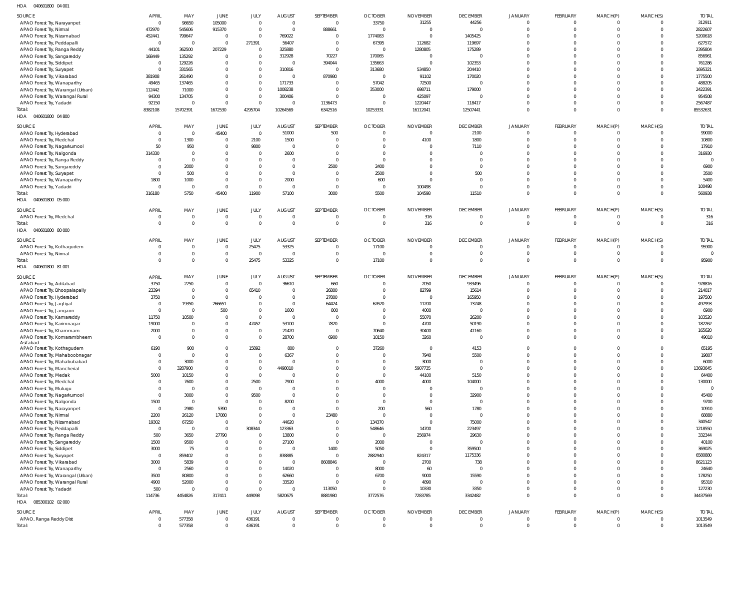HOA 040601800 04 001

| SOURCE | APRIL | MAY | JUNE | JULY | AUGUST | SEPTEMBER | OCTOBER | NOVEMBER | DECEMBER | JANUARY | FEBRUARY | MARCH(P) | MARCH(S) | TOTAL |
|---|---|---|---|---|---|---|---|---|---|---|---|---|---|---|
| APAO Forest Try, Narayanpet | 0 | 98650 | 105000 | 0 | 0 | 0 | 33750 | 31255 | 44256 | 0 | 0 | 0 | 0 | 312911 |
| APAO Forest Try, Nirmal | 472970 | 545606 | 915370 | 0 | 0 | 888661 | 0 | 0 | 0 | 0 | 0 | 0 | 0 | 2822607 |
| APAO Forest Try, Nizamabad | 452441 | 799647 | 0 | 0 | 769022 | 0 | 1774083 | 0 | 1405425 | 0 | 0 | 0 | 0 | 5200618 |
| APAO Forest Try, Peddapalli | 0 | 0 | 0 | 271391 | 56407 | 0 | 67395 | 112682 | 119697 | 0 | 0 | 0 | 0 | 627572 |
| APAO Forest Try, Ranga Reddy | 44101 | 362500 | 207229 | 0 | 325880 | 0 | 0 | 1280805 | 175289 | 0 | 0 | 0 | 0 | 2395804 |
| APAO Forest Try, Sangareddy | 168449 | 135292 | 0 | 0 | 312928 | 70227 | 170065 | 0 | 0 | 0 | 0 | 0 | 0 | 856961 |
| APAO Forest Try, Siddipet | 0 | 129226 | 0 | 0 | 0 | 394044 | 135663 | 0 | 102353 | 0 | 0 | 0 | 0 | 761286 |
| APAO Forest Try, Suryapet | 0 | 331565 | 0 | 0 | 310816 | 0 | 313680 | 534850 | 204410 | 0 | 0 | 0 | 0 | 1695321 |
| APAO Forest Try, Vikarabad | 381908 | 261490 | 0 | 0 | 0 | 870980 | 0 | 91102 | 170020 | 0 | 0 | 0 | 0 | 1775500 |
| APAO Forest Try, Wanaparthy | 49465 | 137465 | 0 | 0 | 171733 | 0 | 57042 | 72500 | 0 | 0 | 0 | 0 | 0 | 488205 |
| APAO Forest Try, Warangal (Urban) | 112442 | 71000 | 0 | 0 | 1008238 | 0 | 353000 | 698711 | 179000 | 0 | 0 | 0 | 0 | 2422391 |
| APAO Forest Try, Warangal Rural | 94300 | 134705 | 0 | 0 | 300406 | 0 | 0 | 425097 | 0 | 0 | 0 | 0 | 0 | 954508 |
| APAO Forest Try, Yadadri | 92150 | 0 | 0 | 0 | 0 | 1136473 | 0 | 1220447 | 118417 | 0 | 0 | 0 | 0 | 2567487 |
| Total: | 8382108 | 15702391 | 1672530 | 4295704 | 10264569 | 6342516 | 10253331 | 16112041 | 12507441 | 0 | 0 | 0 | 0 | 85532631 |

HOA 040601800 04 800

| SOURCE | APRIL | MAY | JUNE | JULY | AUGUST | SEPTEMBER | OCTOBER | NOVEMBER | DECEMBER | JANUARY | FEBRUARY | MARCH(P) | MARCH(S) | TOTAL |
|---|---|---|---|---|---|---|---|---|---|---|---|---|---|---|
| APAO Forest Try, Hyderabad | 0 | 0 | 45400 | 0 | 51000 | 500 | 0 | 0 | 2100 | 0 | 0 | 0 | 0 | 99000 |
| APAO Forest Try, Medchal | 0 | 1300 | 0 | 2100 | 1500 | 0 | 0 | 4100 | 1800 | 0 | 0 | 0 | 0 | 10800 |
| APAO Forest Try, Nagarkurnool | 50 | 950 | 0 | 9800 | 0 | 0 | 0 | 0 | 7110 | 0 | 0 | 0 | 0 | 17910 |
| APAO Forest Try, Nalgonda | 314330 | 0 | 0 | 0 | 2600 | 0 | 0 | 0 | 0 | 0 | 0 | 0 | 0 | 316930 |
| APAO Forest Try, Ranga Reddy | 0 | 0 | 0 | 0 | 0 | 0 | 0 | 0 | 0 | 0 | 0 | 0 | 0 | 0 |
| APAO Forest Try, Sangareddy | 0 | 2000 | 0 | 0 | 0 | 2500 | 2400 | 0 | 0 | 0 | 0 | 0 | 0 | 6900 |
| APAO Forest Try, Suryapet | 0 | 500 | 0 | 0 | 0 | 0 | 2500 | 0 | 500 | 0 | 0 | 0 | 0 | 3500 |
| APAO Forest Try, Wanaparthy | 1800 | 1000 | 0 | 0 | 2000 | 0 | 600 | 0 | 0 | 0 | 0 | 0 | 0 | 5400 |
| APAO Forest Try, Yadadri | 0 | 0 | 0 | 0 | 0 | 0 | 0 | 100498 | 0 | 0 | 0 | 0 | 0 | 100498 |
| Total: | 316180 | 5750 | 45400 | 11900 | 57100 | 3000 | 5500 | 104598 | 11510 | 0 | 0 | 0 | 0 | 560938 |

HOA 040601800 05 000

| SOURCE | APRIL | MAY | JUNE | JULY | AUGUST | SEPTEMBER | OCTOBER | NOVEMBER | DECEMBER | JANUARY | FEBRUARY | MARCH(P) | MARCH(S) | TOTAL |
|---|---|---|---|---|---|---|---|---|---|---|---|---|---|---|
| APAO Forest Try, Medchal | 0 | 0 | 0 | 0 | 0 | 0 | 0 | 316 | 0 | 0 | 0 | 0 | 0 | 316 |
| Total: | 0 | 0 | 0 | 0 | 0 | 0 | 0 | 316 | 0 | 0 | 0 | 0 | 0 | 316 |

HOA 040601800 80 000

| SOURCE | APRIL | MAY | JUNE | JULY | AUGUST | SEPTEMBER | OCTOBER | NOVEMBER | DECEMBER | JANUARY | FEBRUARY | MARCH(P) | MARCH(S) | TOTAL |
|---|---|---|---|---|---|---|---|---|---|---|---|---|---|---|
| APAO Forest Try, Kothagudem | 0 | 0 | 0 | 25475 | 53325 | 0 | 17100 | 0 | 0 | 0 | 0 | 0 | 0 | 95900 |
| APAO Forest Try, Nirmal | 0 | 0 | 0 | 0 | 0 | 0 | 0 | 0 | 0 | 0 | 0 | 0 | 0 | 0 |
| Total: | 0 | 0 | 0 | 25475 | 53325 | 0 | 17100 | 0 | 0 | 0 | 0 | 0 | 0 | 95900 |

HOA 040601800 81 001

| SOURCE | APRIL | MAY | JUNE | JULY | AUGUST | SEPTEMBER | OCTOBER | NOVEMBER | DECEMBER | JANUARY | FEBRUARY | MARCH(P) | MARCH(S) | TOTAL |
|---|---|---|---|---|---|---|---|---|---|---|---|---|---|---|
| APAO Forest Try, Adilabad | 3750 | 2250 | 0 | 0 | 36610 | 660 | 0 | 2050 | 933496 | 0 | 0 | 0 | 0 | 978816 |
| APAO Forest Try, Bhoopalapally | 23394 | 0 | 0 | 65410 | 0 | 26800 | 0 | 82799 | 15614 | 0 | 0 | 0 | 0 | 214017 |
| APAO Forest Try, Hyderabad | 3750 | 0 | 0 | 0 | 0 | 27800 | 0 | 0 | 165950 | 0 | 0 | 0 | 0 | 197500 |
| APAO Forest Try, Jagtiyal | 0 | 19350 | 266651 | 0 | 0 | 64424 | 62620 | 11200 | 73748 | 0 | 0 | 0 | 0 | 497993 |
| APAO Forest Try, Jangaon | 0 | 0 | 500 | 0 | 1600 | 800 | 0 | 4000 | 0 | 0 | 0 | 0 | 0 | 6900 |
| APAO Forest Try, Kamareddy | 11750 | 10500 | 0 | 0 | 0 | 0 | 0 | 55070 | 26200 | 0 | 0 | 0 | 0 | 103520 |
| APAO Forest Try, Karimnagar | 19000 | 0 | 0 | 47452 | 53100 | 7820 | 0 | 4700 | 50190 | 0 | 0 | 0 | 0 | 182262 |
| APAO Forest Try, Khammam | 2000 | 0 | 0 | 0 | 21420 | 0 | 70640 | 30400 | 41160 | 0 | 0 | 0 | 0 | 165620 |
| APAO Forest Try, Komarambheem Asifabad | 0 | 0 | 0 | 0 | 28700 | 6900 | 10150 | 3260 | 0 | 0 | 0 | 0 | 0 | 49010 |
| APAO Forest Try, Kothagudem | 6190 | 900 | 0 | 15892 | 800 | 0 | 37260 | 0 | 4153 | 0 | 0 | 0 | 0 | 65195 |
| APAO Forest Try, Mahaboobnagar | 0 | 0 | 0 | 0 | 6367 | 0 | 0 | 7940 | 5500 | 0 | 0 | 0 | 0 | 19807 |
| APAO Forest Try, Mahabubabad | 0 | 3000 | 0 | 0 | 0 | 0 | 0 | 3000 | 0 | 0 | 0 | 0 | 0 | 6000 |
| APAO Forest Try, Mancherial | 0 | 3287900 | 0 | 0 | 4498010 | 0 | 0 | 5907735 | 0 | 0 | 0 | 0 | 0 | 13693645 |
| APAO Forest Try, Medak | 5000 | 10150 | 0 | 0 | 0 | 0 | 0 | 44100 | 5150 | 0 | 0 | 0 | 0 | 64400 |
| APAO Forest Try, Medchal | 0 | 7600 | 0 | 2500 | 7900 | 0 | 4000 | 4000 | 104000 | 0 | 0 | 0 | 0 | 130000 |
| APAO Forest Try, Mulugu | 0 | 0 | 0 | 0 | 0 | 0 | 0 | 0 | 0 | 0 | 0 | 0 | 0 | 0 |
| APAO Forest Try, Nagarkurnool | 0 | 3000 | 0 | 9500 | 0 | 0 | 0 | 0 | 32900 | 0 | 0 | 0 | 0 | 45400 |
| APAO Forest Try, Nalgonda | 1500 | 0 | 0 | 0 | 8200 | 0 | 0 | 0 | 0 | 0 | 0 | 0 | 0 | 9700 |
| APAO Forest Try, Narayanpet | 0 | 2980 | 5390 | 0 | 0 | 0 | 200 | 560 | 1780 | 0 | 0 | 0 | 0 | 10910 |
| APAO Forest Try, Nirmal | 2200 | 26120 | 17080 | 0 | 0 | 23480 | 0 | 0 | 0 | 0 | 0 | 0 | 0 | 68880 |
| APAO Forest Try, Nizamabad | 19302 | 67250 | 0 | 0 | 44620 | 0 | 134370 | 0 | 75000 | 0 | 0 | 0 | 0 | 340542 |
| APAO Forest Try, Peddapalli | 0 | 0 | 0 | 308344 | 123363 | 0 | 548646 | 14700 | 223497 | 0 | 0 | 0 | 0 | 1218550 |
| APAO Forest Try, Ranga Reddy | 500 | 3650 | 27790 | 0 | 13800 | 0 | 0 | 256974 | 29630 | 0 | 0 | 0 | 0 | 332344 |
| APAO Forest Try, Sangareddy | 1500 | 9500 | 0 | 0 | 27100 | 0 | 2000 | 0 | 0 | 0 | 0 | 0 | 0 | 40100 |
| APAO Forest Try, Siddipet | 3000 | 75 | 0 | 0 | 0 | 1400 | 5050 | 0 | 359500 | 0 | 0 | 0 | 0 | 369025 |
| APAO Forest Try, Suryapet | 0 | 859402 | 0 | 0 | 838885 | 0 | 2882940 | 824317 | 1175336 | 0 | 0 | 0 | 0 | 6580880 |
| APAO Forest Try, Vikarabad | 3000 | 5839 | 0 | 0 | 0 | 8608846 | 0 | 2700 | 738 | 0 | 0 | 0 | 0 | 8621123 |
| APAO Forest Try, Wanaparthy | 0 | 2560 | 0 | 0 | 14020 | 0 | 8000 | 60 | 0 | 0 | 0 | 0 | 0 | 24640 |
| APAO Forest Try, Warangal (Urban) | 3500 | 80800 | 0 | 0 | 62660 | 0 | 6700 | 9000 | 15590 | 0 | 0 | 0 | 0 | 178250 |
| APAO Forest Try, Warangal Rural | 4900 | 52000 | 0 | 0 | 33520 | 0 | 0 | 4890 | 0 | 0 | 0 | 0 | 0 | 95310 |
| APAO Forest Try, Yadadri | 500 | 0 | 0 | 0 | 0 | 113050 | 0 | 10330 | 3350 | 0 | 0 | 0 | 0 | 127230 |
| Total: | 114736 | 4454826 | 317411 | 449098 | 5820675 | 8881980 | 3772576 | 7283785 | 3342482 | 0 | 0 | 0 | 0 | 34437569 |

HOA 085300102 02 000

| SOURCE | APRIL | MAY | JUNE | JULY | AUGUST | SEPTEMBER | OCTOBER | NOVEMBER | DECEMBER | JANUARY | FEBRUARY | MARCH(P) | MARCH(S) | TOTAL |
|---|---|---|---|---|---|---|---|---|---|---|---|---|---|---|
| APAO, Ranga Reddy Dist | 0 | 577358 | 0 | 436191 | 0 | 0 | 0 | 0 | 0 | 0 | 0 | 0 | 0 | 1013549 |
| Total: | 0 | 577358 | 0 | 436191 | 0 | 0 | 0 | 0 | 0 | 0 | 0 | 0 | 0 | 1013549 |